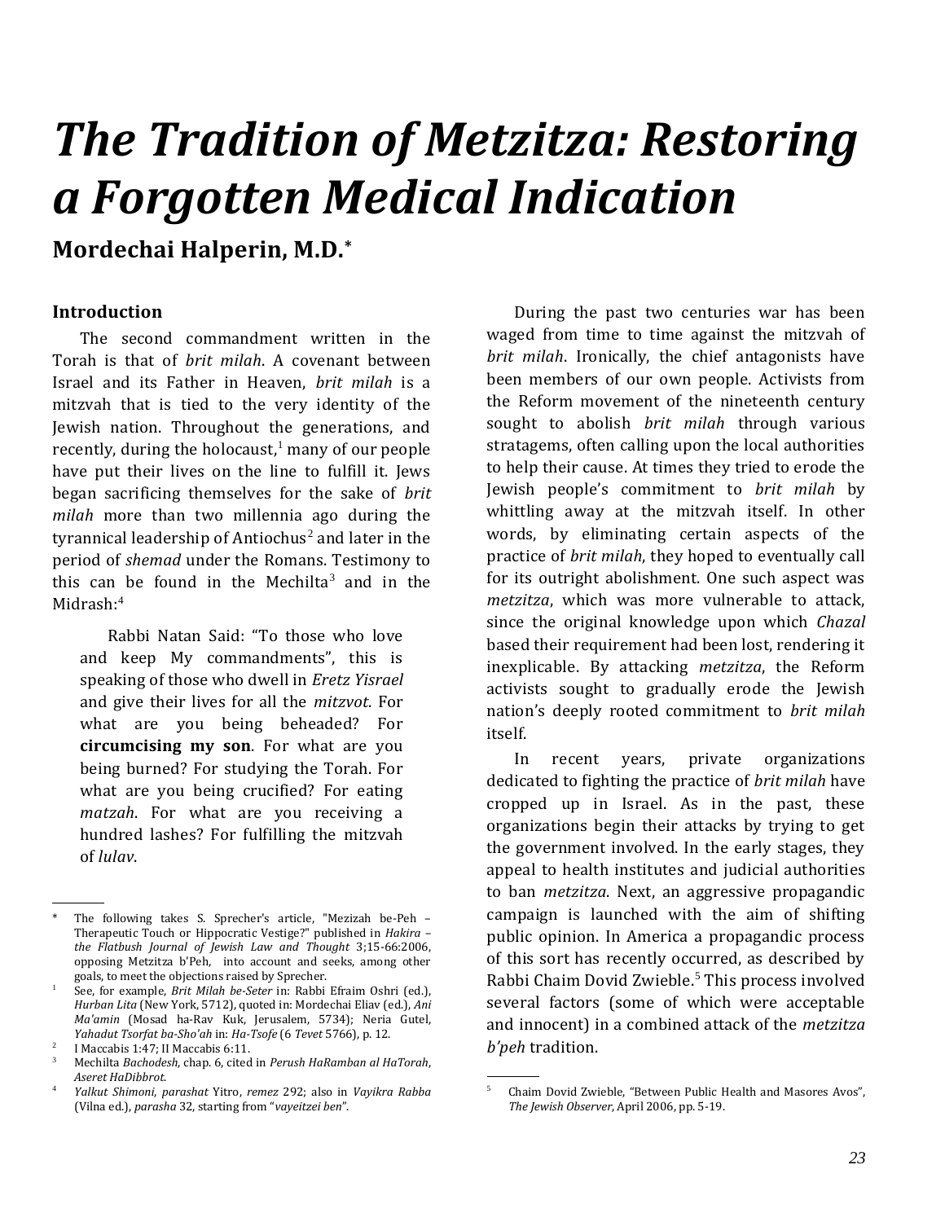# *The Tradition of Metzitza: Restoring a Forgotten Medical Indication*

**Mordechai Halperin, M.D.**[*]

## Introduction

The second commandment written in the Torah is that of *brit milah*. A covenant between Israel and its Father in Heaven, *brit milah* is a mitzvah that is tied to the very identity of the Jewish nation. Throughout the generations, and recently, during the holocaust,[1] many of our people have put their lives on the line to fulfill it. Jews began sacrificing themselves for the sake of *brit milah* more than two millennia ago during the tyrannical leadership of Antiochus[2] and later in the period of *shemad* under the Romans. Testimony to this can be found in the Mechilta[3] and in the Midrash:[4]

> Rabbi Natan Said: "To those who love and keep My commandments", this is speaking of those who dwell in *Eretz Yisrael* and give their lives for all the *mitzvot*. For what are you being beheaded? For **circumcising my son**. For what are you being burned? For studying the Torah. For what are you being crucified? For eating *matzah*. For what are you receiving a hundred lashes? For fulfilling the mitzvah of *lulav*.

During the past two centuries war has been waged from time to time against the mitzvah of *brit milah*. Ironically, the chief antagonists have been members of our own people. Activists from the Reform movement of the nineteenth century sought to abolish *brit milah* through various stratagems, often calling upon the local authorities to help their cause. At times they tried to erode the Jewish people's commitment to *brit milah* by whittling away at the mitzvah itself. In other words, by eliminating certain aspects of the practice of *brit milah*, they hoped to eventually call for its outright abolishment. One such aspect was *metzitza*, which was more vulnerable to attack, since the original knowledge upon which *Chazal* based their requirement had been lost, rendering it inexplicable. By attacking *metzitza*, the Reform activists sought to gradually erode the Jewish nation's deeply rooted commitment to *brit milah* itself.

In recent years, private organizations dedicated to fighting the practice of *brit milah* have cropped up in Israel. As in the past, these organizations begin their attacks by trying to get the government involved. In the early stages, they appeal to health institutes and judicial authorities to ban *metzitza*. Next, an aggressive propagandic campaign is launched with the aim of shifting public opinion. In America a propagandic process of this sort has recently occurred, as described by Rabbi Chaim Dovid Zwieble.[5] This process involved several factors (some of which were acceptable and innocent) in a combined attack of the *metzitza b'peh* tradition.

---

[*] The following takes S. Sprecher's article, "Mezizah be-Peh – Therapeutic Touch or Hippocratic Vestige?" published in *Hakira – the Flatbush Journal of Jewish Law and Thought* 3;15-66:2006, opposing Metzitza b'Peh, into account and seeks, among other goals, to meet the objections raised by Sprecher.

[1] See, for example, *Brit Milah be-Seter* in: Rabbi Efraim Oshri (ed.), *Hurban Lita* (New York, 5712), quoted in: Mordechai Eliav (ed.), *Ani Ma'amin* (Mosad ha-Rav Kuk, Jerusalem, 5734); Neria Gutel, *Yahadut Tsorfat ba-Sho'ah* in: *Ha-Tsofe* (6 *Tevet* 5766), p. 12.

[2] I Maccabis 1:47; II Maccabis 6:11.

[3] Mechilta *Bachodesh*, chap. 6, cited in *Perush HaRamban al HaTorah*, *Aseret HaDibbrot*.

[4] *Yalkut Shimoni*, *parashat* Yitro, *remez* 292; also in *Vayikra Rabba* (Vilna ed.), *parasha* 32, starting from "*vayeitzei ben*".

[5] Chaim Dovid Zwieble, "Between Public Health and Masores Avos", *The Jewish Observer*, April 2006, pp. 5-19.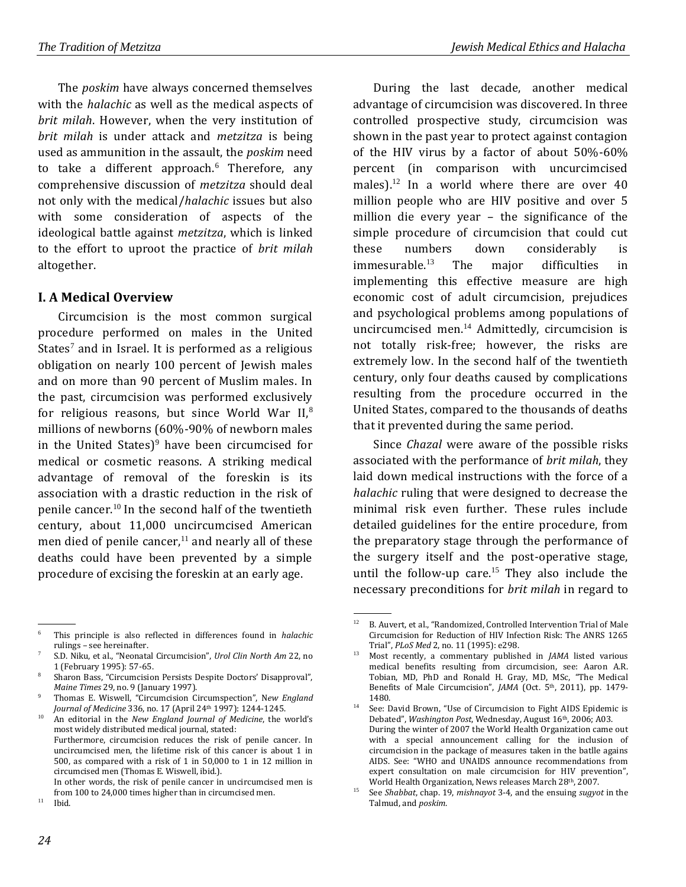The *poskim* have always concerned themselves with the *halachic* as well as the medical aspects of *brit milah*. However, when the very institution of *brit milah* is under attack and *metzitza* is being used as ammunition in the assault, the *poskim* need to take a different approach.[6] Therefore, any comprehensive discussion of *metzitza* should deal not only with the medical/*halachic* issues but also with some consideration of aspects of the ideological battle against *metzitza*, which is linked to the effort to uproot the practice of *brit milah* altogether.

## I. A Medical Overview

Circumcision is the most common surgical procedure performed on males in the United States[7] and in Israel. It is performed as a religious obligation on nearly 100 percent of Jewish males and on more than 90 percent of Muslim males. In the past, circumcision was performed exclusively for religious reasons, but since World War II,[8] millions of newborns (60%-90% of newborn males in the United States)[9] have been circumcised for medical or cosmetic reasons. A striking medical advantage of removal of the foreskin is its association with a drastic reduction in the risk of penile cancer.[10] In the second half of the twentieth century, about 11,000 uncircumcised American men died of penile cancer,[11] and nearly all of these deaths could have been prevented by a simple procedure of excising the foreskin at an early age.

During the last decade, another medical advantage of circumcision was discovered. In three controlled prospective study, circumcision was shown in the past year to protect against contagion of the HIV virus by a factor of about 50%-60% percent (in comparison with uncurcimcised males).[12] In a world where there are over 40 million people who are HIV positive and over 5 million die every year – the significance of the simple procedure of circumcision that could cut these numbers down considerably is immesurable.[13] The major difficulties in implementing this effective measure are high economic cost of adult circumcision, prejudices and psychological problems among populations of uncircumcised men.[14] Admittedly, circumcision is not totally risk-free; however, the risks are extremely low. In the second half of the twentieth century, only four deaths caused by complications resulting from the procedure occurred in the United States, compared to the thousands of deaths that it prevented during the same period.

Since *Chazal* were aware of the possible risks associated with the performance of *brit milah*, they laid down medical instructions with the force of a *halachic* ruling that were designed to decrease the minimal risk even further. These rules include detailed guidelines for the entire procedure, from the preparatory stage through the performance of the surgery itself and the post-operative stage, until the follow-up care.[15] They also include the necessary preconditions for *brit milah* in regard to

---

[6] This principle is also reflected in differences found in *halachic* rulings – see hereinafter.

[7] S.D. Niku, et al., "Neonatal Circumcision", *Urol Clin North Am* 22, no 1 (February 1995): 57-65.

[8] Sharon Bass, "Circumcision Persists Despite Doctors' Disapproval", *Maine Times* 29, no. 9 (January 1997).

[9] Thomas E. Wiswell, "Circumcision Circumspection", N*ew England Journal of Medicine* 336, no. 17 (April 24th 1997): 1244-1245.

[10] An editorial in the *New England Journal of Medicine*, the world's most widely distributed medical journal, stated:
Furthermore, circumcision reduces the risk of penile cancer. In uncircumcised men, the lifetime risk of this cancer is about 1 in 500, as compared with a risk of 1 in 50,000 to 1 in 12 million in circumcised men (Thomas E. Wiswell, ibid.).
In other words, the risk of penile cancer in uncircumcised men is from 100 to 24,000 times higher than in circumcised men.

[11] Ibid.

[12] B. Auvert, et al., "Randomized, Controlled Intervention Trial of Male Circumcision for Reduction of HIV Infection Risk: The ANRS 1265 Trial", *PLoS Med* 2, no. 11 (1995): e298.

[13] Most recently, a commentary published in *JAMA* listed various medical benefits resulting from circumcision, see: Aaron A.R. Tobian, MD, PhD and Ronald H. Gray, MD, MSc, "The Medical Benefits of Male Circumcision", *JAMA* (Oct. 5th, 2011), pp. 1479-1480.

[14] See: David Brown, "Use of Circumcision to Fight AIDS Epidemic is Debated", *Washington Post*, Wednesday, August 16th, 2006; A03.
During the winter of 2007 the World Health Organization came out with a special announcement calling for the inclusion of circumcision in the package of measures taken in the batlle agains AIDS. See: "WHO and UNAIDS announce recommendations from expert consultation on male circumcision for HIV prevention", World Health Organization, News releases March 28th, 2007.

[15] See *Shabbat*, chap. 19, *mishnayot* 3-4, and the ensuing *sugyot* in the Talmud, and *poskim*.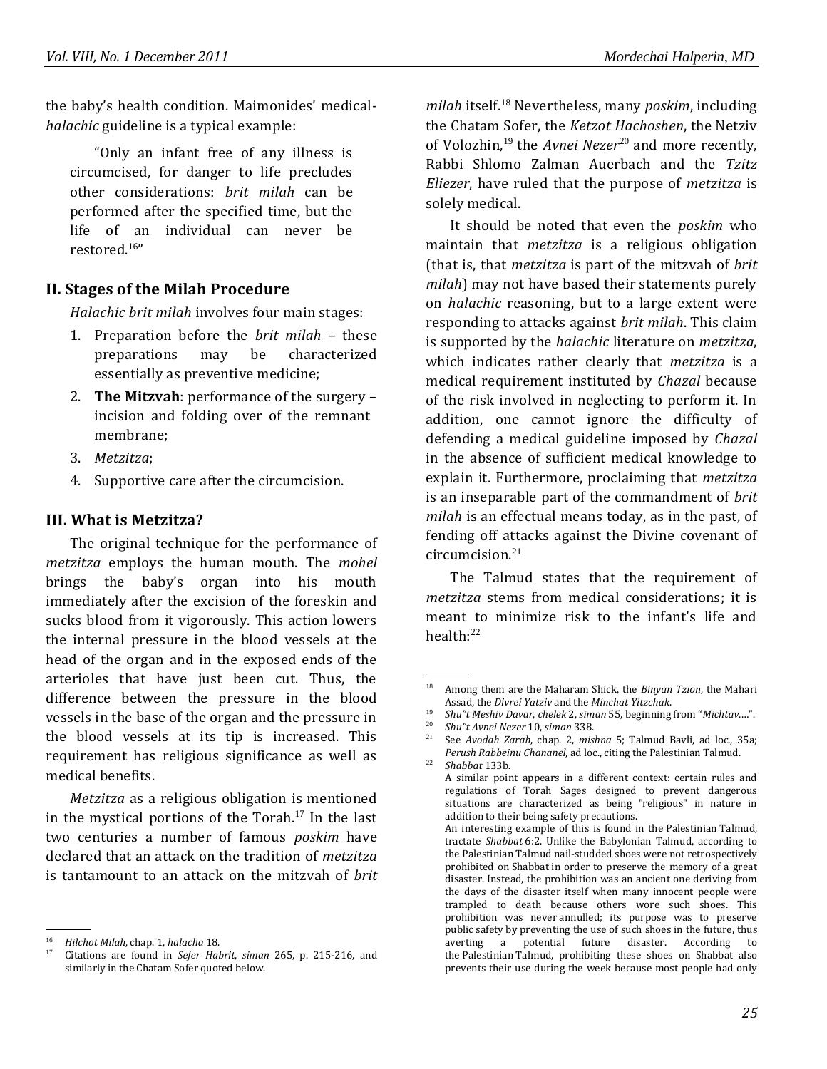the baby's health condition. Maimonides' medical-*halachic* guideline is a typical example:

> "Only an infant free of any illness is circumcised, for danger to life precludes other considerations: *brit milah* can be performed after the specified time, but the life of an individual can never be restored.[16]"

## II. Stages of the Milah Procedure

*Halachic brit milah* involves four main stages:

1. Preparation before the *brit milah* – these preparations may be characterized essentially as preventive medicine;
2. **The Mitzvah**: performance of the surgery – incision and folding over of the remnant membrane;
3. *Metzitza*;
4. Supportive care after the circumcision.

## III. What is Metzitza?

The original technique for the performance of *metzitza* employs the human mouth. The *mohel* brings the baby's organ into his mouth immediately after the excision of the foreskin and sucks blood from it vigorously. This action lowers the internal pressure in the blood vessels at the head of the organ and in the exposed ends of the arterioles that have just been cut. Thus, the difference between the pressure in the blood vessels in the base of the organ and the pressure in the blood vessels at its tip is increased. This requirement has religious significance as well as medical benefits.

*Metzitza* as a religious obligation is mentioned in the mystical portions of the Torah.[17] In the last two centuries a number of famous *poskim* have declared that an attack on the tradition of *metzitza* is tantamount to an attack on the mitzvah of *brit milah* itself.[18] Nevertheless, many *poskim*, including the Chatam Sofer, the *Ketzot Hachoshen*, the Netziv of Volozhin,[19] the *Avnei Nezer*[20] and more recently, Rabbi Shlomo Zalman Auerbach and the *Tzitz Eliezer*, have ruled that the purpose of *metzitza* is solely medical.

It should be noted that even the *poskim* who maintain that *metzitza* is a religious obligation (that is, that *metzitza* is part of the mitzvah of *brit milah*) may not have based their statements purely on *halachic* reasoning, but to a large extent were responding to attacks against *brit milah*. This claim is supported by the *halachic* literature on *metzitza*, which indicates rather clearly that *metzitza* is a medical requirement instituted by *Chazal* because of the risk involved in neglecting to perform it. In addition, one cannot ignore the difficulty of defending a medical guideline imposed by *Chazal* in the absence of sufficient medical knowledge to explain it. Furthermore, proclaiming that *metzitza* is an inseparable part of the commandment of *brit milah* is an effectual means today, as in the past, of fending off attacks against the Divine covenant of circumcision.[21]

The Talmud states that the requirement of *metzitza* stems from medical considerations; it is meant to minimize risk to the infant's life and health:[22]

---

[16] *Hilchot Milah*, chap. 1, *halacha* 18.

[17] Citations are found in *Sefer Habrit*, *siman* 265, p. 215-216, and similarly in the Chatam Sofer quoted below.

[18] Among them are the Maharam Shick, the *Binyan Tzion*, the Mahari Assad, the *Divrei Yatziv* and the *Minchat Yitzchak*.

[19] *Shu"t Meshiv Davar*, *chelek* 2, *siman* 55, beginning from "*Michtav….*".

[20] *Shu"t Avnei Nezer* 10, *siman* 338.

[21] See *Avodah Zarah*, chap. 2, *mishna* 5; Talmud Bavli, ad loc., 35a; *Perush Rabbeinu Chananel*, ad loc., citing the Palestinian Talmud.

[22] *Shabbat* 133b.
A similar point appears in a different context: certain rules and regulations of Torah Sages designed to prevent dangerous situations are characterized as being "religious" in nature in addition to their being safety precautions.
An interesting example of this is found in the Palestinian Talmud, tractate *Shabbat* 6:2. Unlike the Babylonian Talmud, according to the Palestinian Talmud nail-studded shoes were not retrospectively prohibited on Shabbat in order to preserve the memory of a great disaster. Instead, the prohibition was an ancient one deriving from the days of the disaster itself when many innocent people were trampled to death because others wore such shoes. This prohibition was never annulled; its purpose was to preserve public safety by preventing the use of such shoes in the future, thus averting a potential future disaster. According to the Palestinian Talmud, prohibiting these shoes on Shabbat also prevents their use during the week because most people had only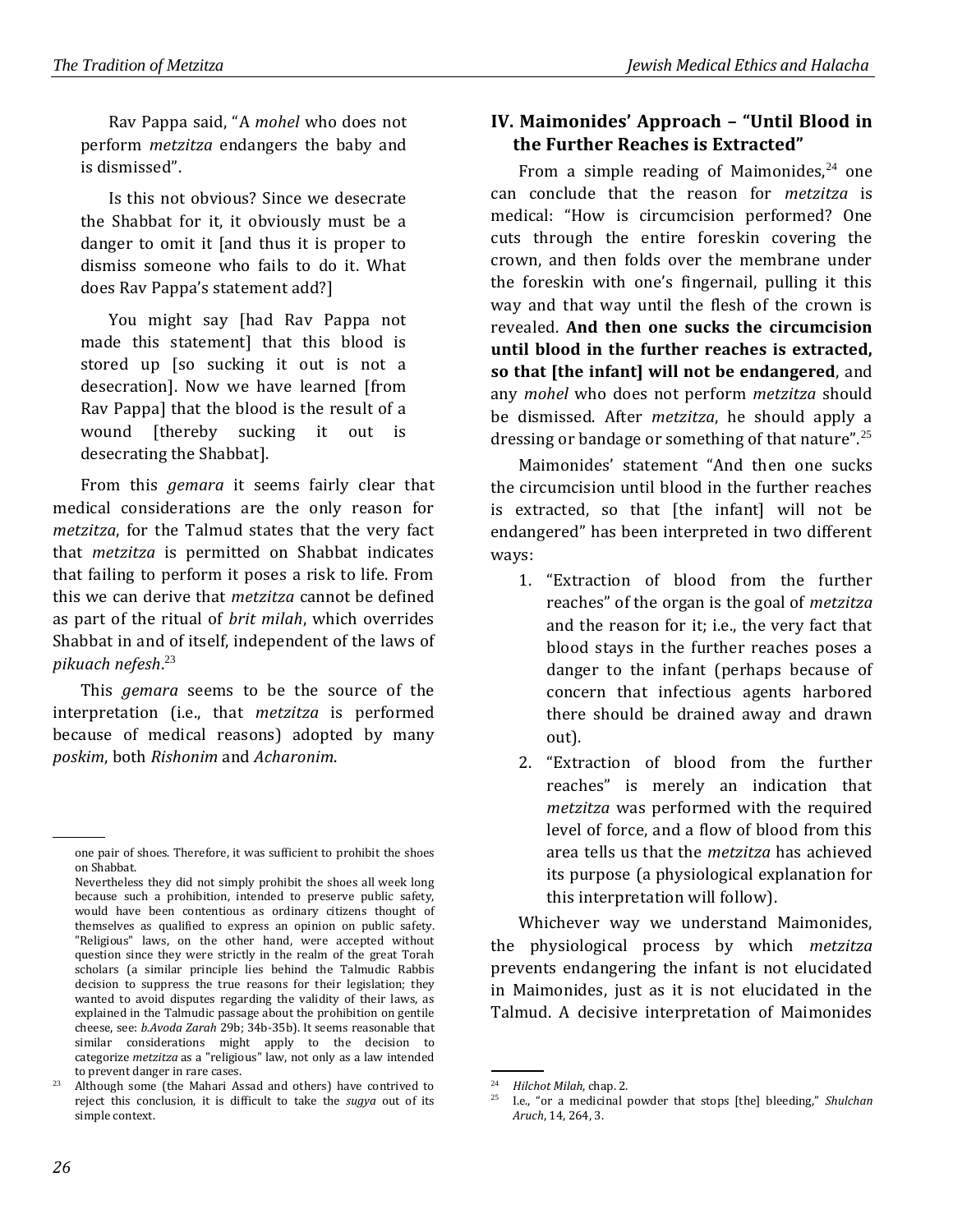Rav Pappa said, "A *mohel* who does not perform *metzitza* endangers the baby and is dismissed".

Is this not obvious? Since we desecrate the Shabbat for it, it obviously must be a danger to omit it [and thus it is proper to dismiss someone who fails to do it. What does Rav Pappa's statement add?]

You might say [had Rav Pappa not made this statement] that this blood is stored up [so sucking it out is not a desecration]. Now we have learned [from Rav Pappa] that the blood is the result of a wound [thereby sucking it out is desecrating the Shabbat].

From this *gemara* it seems fairly clear that medical considerations are the only reason for *metzitza*, for the Talmud states that the very fact that *metzitza* is permitted on Shabbat indicates that failing to perform it poses a risk to life. From this we can derive that *metzitza* cannot be defined as part of the ritual of *brit milah*, which overrides Shabbat in and of itself, independent of the laws of *pikuach nefesh*.[23]

This *gemara* seems to be the source of the interpretation (i.e., that *metzitza* is performed because of medical reasons) adopted by many *poskim*, both *Rishonim* and *Acharonim*.

## IV. Maimonides' Approach – "Until Blood in the Further Reaches is Extracted"

From a simple reading of Maimonides,[24] one can conclude that the reason for *metzitza* is medical: "How is circumcision performed? One cuts through the entire foreskin covering the crown, and then folds over the membrane under the foreskin with one's fingernail, pulling it this way and that way until the flesh of the crown is revealed. **And then one sucks the circumcision until blood in the further reaches is extracted, so that [the infant] will not be endangered**, and any *mohel* who does not perform *metzitza* should be dismissed. After *metzitza*, he should apply a dressing or bandage or something of that nature".[25]

Maimonides' statement "And then one sucks the circumcision until blood in the further reaches is extracted, so that [the infant] will not be endangered" has been interpreted in two different ways:

1. "Extraction of blood from the further reaches" of the organ is the goal of *metzitza* and the reason for it; i.e., the very fact that blood stays in the further reaches poses a danger to the infant (perhaps because of concern that infectious agents harbored there should be drained away and drawn out).
2. "Extraction of blood from the further reaches" is merely an indication that *metzitza* was performed with the required level of force, and a flow of blood from this area tells us that the *metzitza* has achieved its purpose (a physiological explanation for this interpretation will follow).

Whichever way we understand Maimonides, the physiological process by which *metzitza* prevents endangering the infant is not elucidated in Maimonides, just as it is not elucidated in the Talmud. A decisive interpretation of Maimonides

---

one pair of shoes. Therefore, it was sufficient to prohibit the shoes on Shabbat.

Nevertheless they did not simply prohibit the shoes all week long because such a prohibition, intended to preserve public safety, would have been contentious as ordinary citizens thought of themselves as qualified to express an opinion on public safety. "Religious" laws, on the other hand, were accepted without question since they were strictly in the realm of the great Torah scholars (a similar principle lies behind the Talmudic Rabbis decision to suppress the true reasons for their legislation; they wanted to avoid disputes regarding the validity of their laws, as explained in the Talmudic passage about the prohibition on gentile cheese, see: *b.Avoda Zarah* 29b; 34b-35b). It seems reasonable that similar considerations might apply to the decision to categorize *metzitza* as a "religious" law, not only as a law intended to prevent danger in rare cases.

[23] Although some (the Mahari Assad and others) have contrived to reject this conclusion, it is difficult to take the *sugya* out of its simple context.

[24] *Hilchot Milah*, chap. 2.

[25] I.e., "or a medicinal powder that stops [the] bleeding," *Shulchan Aruch*, 14, 264, 3.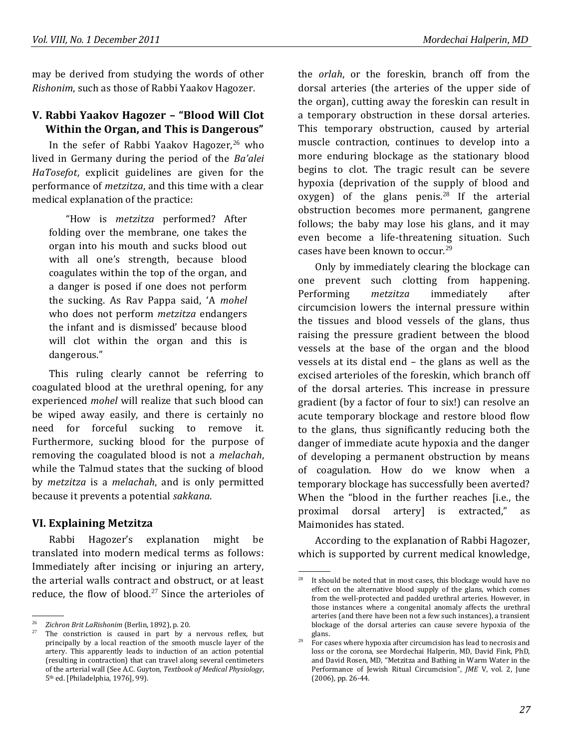may be derived from studying the words of other *Rishonim*, such as those of Rabbi Yaakov Hagozer.

## V. Rabbi Yaakov Hagozer – "Blood Will Clot Within the Organ, and This is Dangerous"

In the sefer of Rabbi Yaakov Hagozer,[26] who lived in Germany during the period of the *Ba'alei HaTosefot*, explicit guidelines are given for the performance of *metzitza*, and this time with a clear medical explanation of the practice:

> "How is *metzitza* performed? After folding over the membrane, one takes the organ into his mouth and sucks blood out with all one's strength, because blood coagulates within the top of the organ, and a danger is posed if one does not perform the sucking. As Rav Pappa said, 'A *mohel* who does not perform *metzitza* endangers the infant and is dismissed' because blood will clot within the organ and this is dangerous."

This ruling clearly cannot be referring to coagulated blood at the urethral opening, for any experienced *mohel* will realize that such blood can be wiped away easily, and there is certainly no need for forceful sucking to remove it. Furthermore, sucking blood for the purpose of removing the coagulated blood is not a *melachah*, while the Talmud states that the sucking of blood by *metzitza* is a *melachah*, and is only permitted because it prevents a potential *sakkana*.

## VI. Explaining Metzitza

Rabbi Hagozer's explanation might be translated into modern medical terms as follows: Immediately after incising or injuring an artery, the arterial walls contract and obstruct, or at least reduce, the flow of blood.[27] Since the arterioles of the *orlah*, or the foreskin, branch off from the dorsal arteries (the arteries of the upper side of the organ), cutting away the foreskin can result in a temporary obstruction in these dorsal arteries. This temporary obstruction, caused by arterial muscle contraction, continues to develop into a more enduring blockage as the stationary blood begins to clot. The tragic result can be severe hypoxia (deprivation of the supply of blood and oxygen) of the glans penis.[28] If the arterial obstruction becomes more permanent, gangrene follows; the baby may lose his glans, and it may even become a life-threatening situation. Such cases have been known to occur.[29]

Only by immediately clearing the blockage can one prevent such clotting from happening. Performing *metzitza* immediately after circumcision lowers the internal pressure within the tissues and blood vessels of the glans, thus raising the pressure gradient between the blood vessels at the base of the organ and the blood vessels at its distal end – the glans as well as the excised arterioles of the foreskin, which branch off of the dorsal arteries. This increase in pressure gradient (by a factor of four to six!) can resolve an acute temporary blockage and restore blood flow to the glans, thus significantly reducing both the danger of immediate acute hypoxia and the danger of developing a permanent obstruction by means of coagulation. How do we know when a temporary blockage has successfully been averted? When the "blood in the further reaches [i.e., the proximal dorsal artery] is extracted," as Maimonides has stated.

According to the explanation of Rabbi Hagozer, which is supported by current medical knowledge,

---

[26] *Zichron Brit LaRishonim* (Berlin, 1892), p. 20.

[27] The constriction is caused in part by a nervous reflex, but principally by a local reaction of the smooth muscle layer of the artery. This apparently leads to induction of an action potential (resulting in contraction) that can travel along several centimeters of the arterial wall (See A.C. Guyton, *Textbook of Medical Physiology*, 5th ed. [Philadelphia, 1976], 99).

[28] It should be noted that in most cases, this blockage would have no effect on the alternative blood supply of the glans, which comes from the well-protected and padded urethral arteries. However, in those instances where a congenital anomaly affects the urethral arteries (and there have been not a few such instances), a transient blockage of the dorsal arteries can cause severe hypoxia of the glans.

[29] For cases where hypoxia after circumcision has lead to necrosis and loss or the corona, see Mordechai Halperin, MD, David Fink, PhD, and David Rosen, MD, "Metzitza and Bathing in Warm Water in the Performance of Jewish Ritual Circumcision", *JME* V, vol. 2, June (2006), pp. 26-44.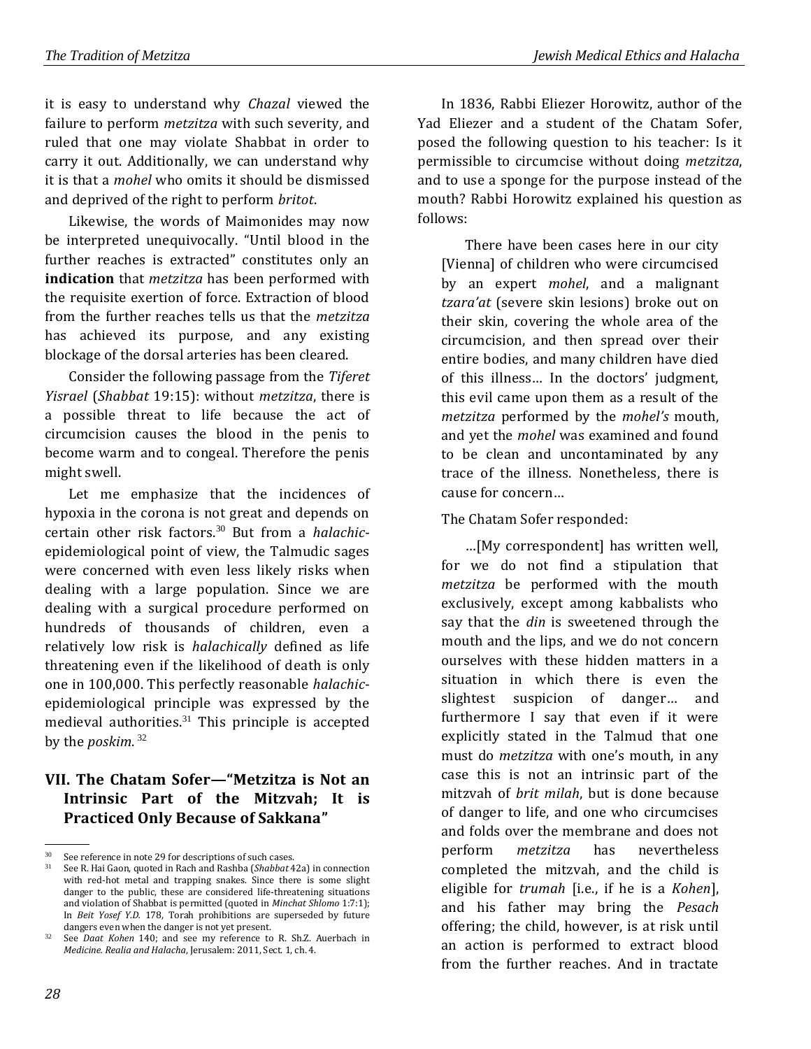it is easy to understand why *Chazal* viewed the failure to perform *metzitza* with such severity, and ruled that one may violate Shabbat in order to carry it out. Additionally, we can understand why it is that a *mohel* who omits it should be dismissed and deprived of the right to perform *britot*.

Likewise, the words of Maimonides may now be interpreted unequivocally. "Until blood in the further reaches is extracted" constitutes only an **indication** that *metzitza* has been performed with the requisite exertion of force. Extraction of blood from the further reaches tells us that the *metzitza* has achieved its purpose, and any existing blockage of the dorsal arteries has been cleared.

Consider the following passage from the *Tiferet Yisrael* (*Shabbat* 19:15): without *metzitza*, there is a possible threat to life because the act of circumcision causes the blood in the penis to become warm and to congeal. Therefore the penis might swell.

Let me emphasize that the incidences of hypoxia in the corona is not great and depends on certain other risk factors.[30] But from a *halachic*-epidemiological point of view, the Talmudic sages were concerned with even less likely risks when dealing with a large population. Since we are dealing with a surgical procedure performed on hundreds of thousands of children, even a relatively low risk is *halachically* defined as life threatening even if the likelihood of death is only one in 100,000. This perfectly reasonable *halachic*-epidemiological principle was expressed by the medieval authorities.[31] This principle is accepted by the *poskim*.[32]

## VII. The Chatam Sofer—"Metzitza is Not an Intrinsic Part of the Mitzvah; It is Practiced Only Because of Sakkana"

In 1836, Rabbi Eliezer Horowitz, author of the Yad Eliezer and a student of the Chatam Sofer, posed the following question to his teacher: Is it permissible to circumcise without doing *metzitza*, and to use a sponge for the purpose instead of the mouth? Rabbi Horowitz explained his question as follows:

> There have been cases here in our city [Vienna] of children who were circumcised by an expert *mohel*, and a malignant *tzara'at* (severe skin lesions) broke out on their skin, covering the whole area of the circumcision, and then spread over their entire bodies, and many children have died of this illness… In the doctors' judgment, this evil came upon them as a result of the *metzitza* performed by the *mohel's* mouth, and yet the *mohel* was examined and found to be clean and uncontaminated by any trace of the illness. Nonetheless, there is cause for concern…

The Chatam Sofer responded:

> …[My correspondent] has written well, for we do not find a stipulation that *metzitza* be performed with the mouth exclusively, except among kabbalists who say that the *din* is sweetened through the mouth and the lips, and we do not concern ourselves with these hidden matters in a situation in which there is even the slightest suspicion of danger… and furthermore I say that even if it were explicitly stated in the Talmud that one must do *metzitza* with one's mouth, in any case this is not an intrinsic part of the mitzvah of *brit milah*, but is done because of danger to life, and one who circumcises and folds over the membrane and does not perform *metzitza* has nevertheless completed the mitzvah, and the child is eligible for *trumah* [i.e., if he is a *Kohen*], and his father may bring the *Pesach* offering; the child, however, is at risk until an action is performed to extract blood from the further reaches. And in tractate

---

[30] See reference in note 29 for descriptions of such cases.

[31] See R. Hai Gaon, quoted in Rach and Rashba (*Shabbat* 42a) in connection with red-hot metal and trapping snakes. Since there is some slight danger to the public, these are considered life-threatening situations and violation of Shabbat is permitted (quoted in *Minchat Shlomo* 1:7:1); In *Beit Yosef Y.D.* 178, Torah prohibitions are superseded by future dangers even when the danger is not yet present.

[32] See *Daat Kohen* 140; and see my reference to R. Sh.Z. Auerbach in *Medicine. Realia and Halacha*, Jerusalem: 2011, Sect. 1, ch. 4.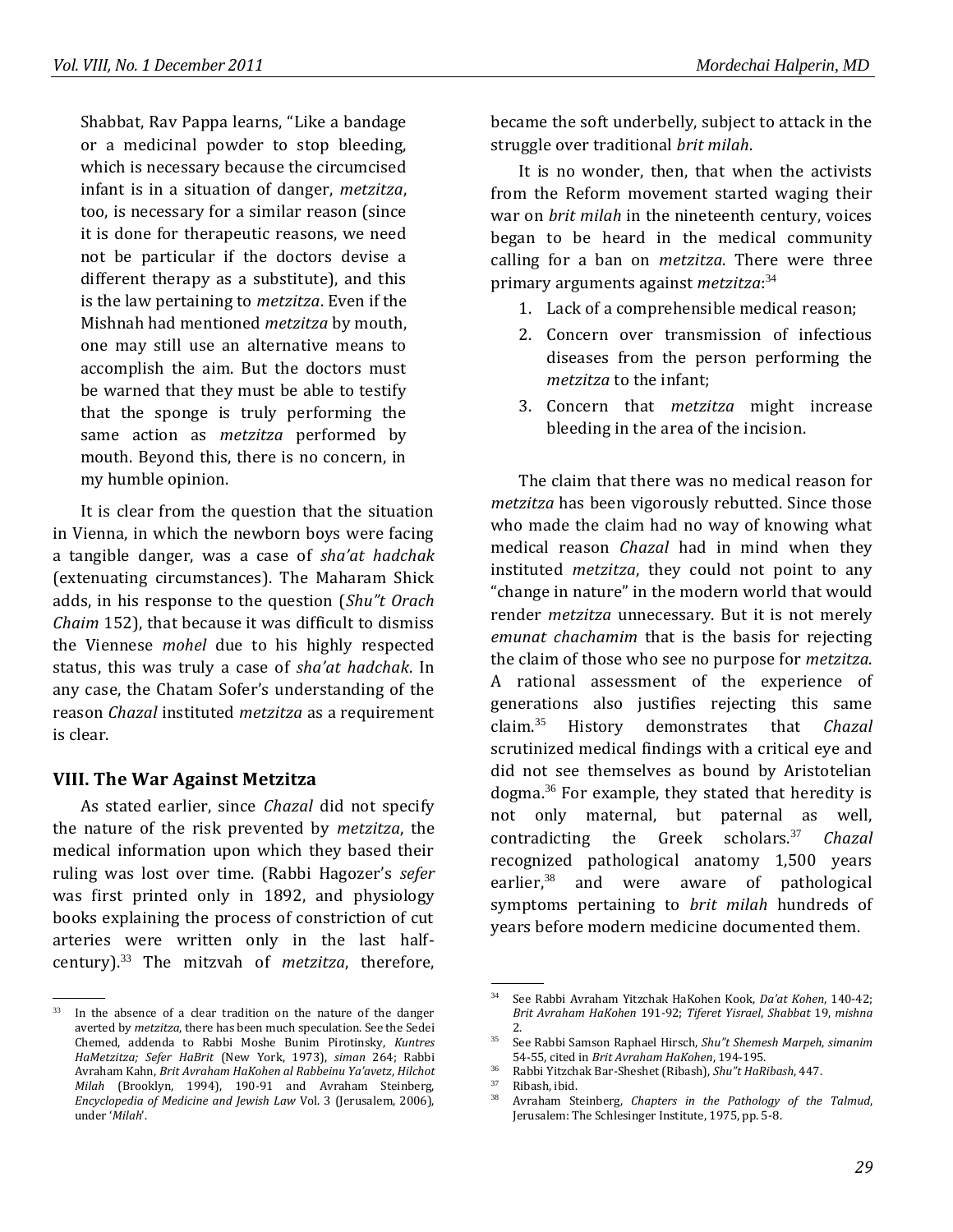Shabbat, Rav Pappa learns, "Like a bandage or a medicinal powder to stop bleeding, which is necessary because the circumcised infant is in a situation of danger, *metzitza*, too, is necessary for a similar reason (since it is done for therapeutic reasons, we need not be particular if the doctors devise a different therapy as a substitute), and this is the law pertaining to *metzitza*. Even if the Mishnah had mentioned *metzitza* by mouth, one may still use an alternative means to accomplish the aim. But the doctors must be warned that they must be able to testify that the sponge is truly performing the same action as *metzitza* performed by mouth. Beyond this, there is no concern, in my humble opinion.

It is clear from the question that the situation in Vienna, in which the newborn boys were facing a tangible danger, was a case of *sha'at hadchak* (extenuating circumstances). The Maharam Shick adds, in his response to the question (*Shu"t Orach Chaim* 152), that because it was difficult to dismiss the Viennese *mohel* due to his highly respected status, this was truly a case of *sha'at hadchak*. In any case, the Chatam Sofer's understanding of the reason *Chazal* instituted *metzitza* as a requirement is clear.

## VIII. The War Against Metzitza

As stated earlier, since *Chazal* did not specify the nature of the risk prevented by *metzitza*, the medical information upon which they based their ruling was lost over time. (Rabbi Hagozer's *sefer* was first printed only in 1892, and physiology books explaining the process of constriction of cut arteries were written only in the last half-century).[33] The mitzvah of *metzitza*, therefore, became the soft underbelly, subject to attack in the struggle over traditional *brit milah*.

It is no wonder, then, that when the activists from the Reform movement started waging their war on *brit milah* in the nineteenth century, voices began to be heard in the medical community calling for a ban on *metzitza*. There were three primary arguments against *metzitza*:[34]

1. Lack of a comprehensible medical reason;
2. Concern over transmission of infectious diseases from the person performing the *metzitza* to the infant;
3. Concern that *metzitza* might increase bleeding in the area of the incision.

The claim that there was no medical reason for *metzitza* has been vigorously rebutted. Since those who made the claim had no way of knowing what medical reason *Chazal* had in mind when they instituted *metzitza*, they could not point to any "change in nature" in the modern world that would render *metzitza* unnecessary. But it is not merely *emunat chachamim* that is the basis for rejecting the claim of those who see no purpose for *metzitza*. A rational assessment of the experience of generations also justifies rejecting this same claim.[35] History demonstrates that *Chazal* scrutinized medical findings with a critical eye and did not see themselves as bound by Aristotelian dogma.[36] For example, they stated that heredity is not only maternal, but paternal as well, contradicting the Greek scholars.[37] *Chazal* recognized pathological anatomy 1,500 years earlier,[38] and were aware of pathological symptoms pertaining to *brit milah* hundreds of years before modern medicine documented them.

---

[33] In the absence of a clear tradition on the nature of the danger averted by *metzitza*, there has been much speculation. See the Sedei Chemed, addenda to Rabbi Moshe Bunim Pirotinsky, *Kuntres HaMetzitza; Sefer HaBrit* (New York, 1973), *siman* 264; Rabbi Avraham Kahn, *Brit Avraham HaKohen al Rabbeinu Ya'avetz*, *Hilchot Milah* (Brooklyn, 1994), 190-91 and Avraham Steinberg, *Encyclopedia of Medicine and Jewish Law* Vol. 3 (Jerusalem, 2006), under '*Milah*'.

[34] See Rabbi Avraham Yitzchak HaKohen Kook, *Da'at Kohen*, 140-42; *Brit Avraham HaKohen* 191-92; *Tiferet Yisrael*, *Shabbat* 19, *mishna* 2.

[35] See Rabbi Samson Raphael Hirsch, *Shu"t Shemesh Marpeh*, *simanim* 54-55, cited in *Brit Avraham HaKohen*, 194-195.

[36] Rabbi Yitzchak Bar-Sheshet (Ribash), *Shu"t HaRibash*, 447.

[37] Ribash, ibid.

[38] Avraham Steinberg, *Chapters in the Pathology of the Talmud*, Jerusalem: The Schlesinger Institute, 1975, pp. 5-8.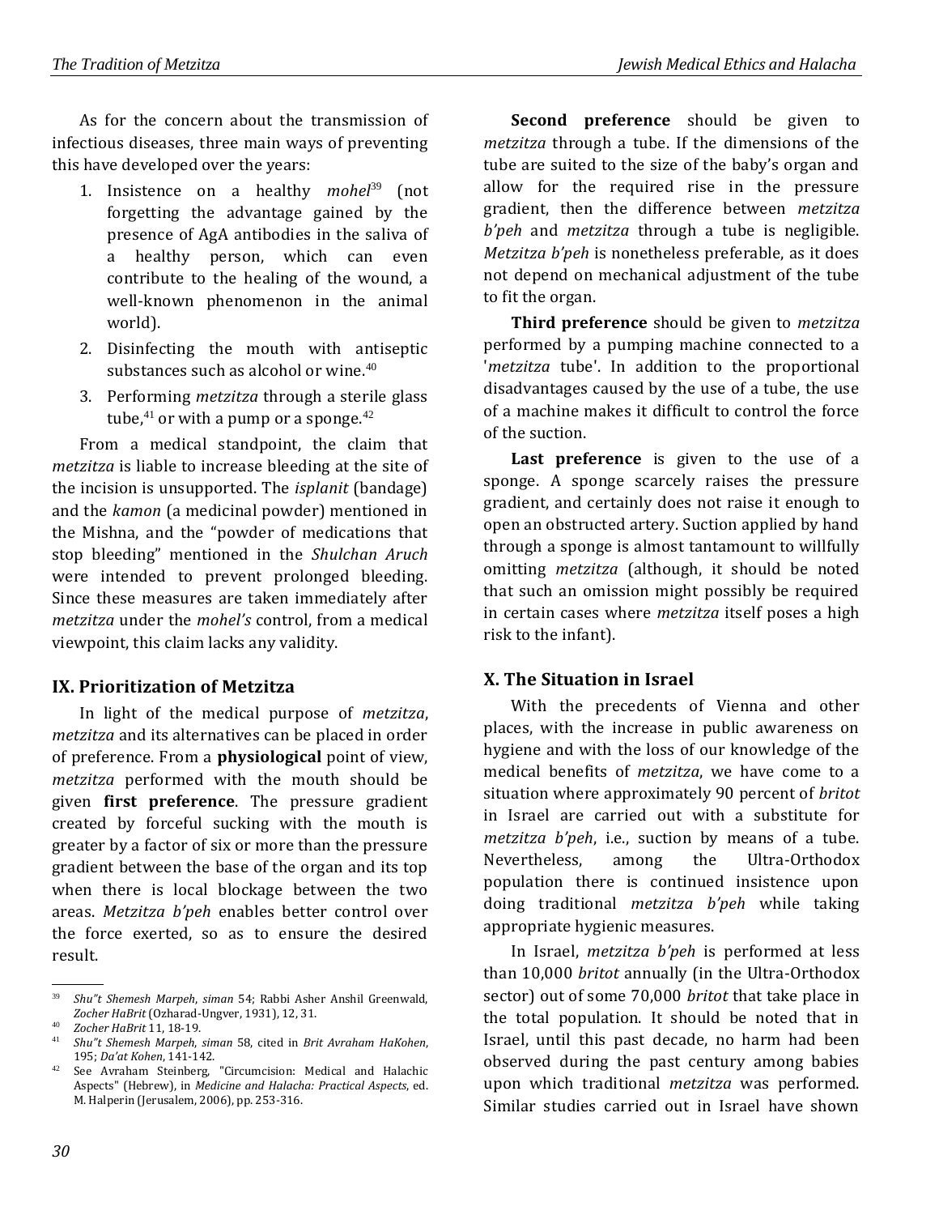As for the concern about the transmission of infectious diseases, three main ways of preventing this have developed over the years:

1. Insistence on a healthy *mohel*[39] (not forgetting the advantage gained by the presence of AgA antibodies in the saliva of a healthy person, which can even contribute to the healing of the wound, a well-known phenomenon in the animal world).
2. Disinfecting the mouth with antiseptic substances such as alcohol or wine.[40]
3. Performing *metzitza* through a sterile glass tube,[41] or with a pump or a sponge.[42]

From a medical standpoint, the claim that *metzitza* is liable to increase bleeding at the site of the incision is unsupported. The *isplanit* (bandage) and the *kamon* (a medicinal powder) mentioned in the Mishna, and the "powder of medications that stop bleeding" mentioned in the *Shulchan Aruch* were intended to prevent prolonged bleeding. Since these measures are taken immediately after *metzitza* under the *mohel's* control, from a medical viewpoint, this claim lacks any validity.

## IX. Prioritization of Metzitza

In light of the medical purpose of *metzitza*, *metzitza* and its alternatives can be placed in order of preference. From a **physiological** point of view, *metzitza* performed with the mouth should be given **first preference**. The pressure gradient created by forceful sucking with the mouth is greater by a factor of six or more than the pressure gradient between the base of the organ and its top when there is local blockage between the two areas. *Metzitza b'peh* enables better control over the force exerted, so as to ensure the desired result.

**Second preference** should be given to *metzitza* through a tube. If the dimensions of the tube are suited to the size of the baby's organ and allow for the required rise in the pressure gradient, then the difference between *metzitza b'peh* and *metzitza* through a tube is negligible. *Metzitza b'peh* is nonetheless preferable, as it does not depend on mechanical adjustment of the tube to fit the organ.

**Third preference** should be given to *metzitza* performed by a pumping machine connected to a '*metzitza* tube'. In addition to the proportional disadvantages caused by the use of a tube, the use of a machine makes it difficult to control the force of the suction.

**Last preference** is given to the use of a sponge. A sponge scarcely raises the pressure gradient, and certainly does not raise it enough to open an obstructed artery. Suction applied by hand through a sponge is almost tantamount to willfully omitting *metzitza* (although, it should be noted that such an omission might possibly be required in certain cases where *metzitza* itself poses a high risk to the infant).

## X. The Situation in Israel

With the precedents of Vienna and other places, with the increase in public awareness on hygiene and with the loss of our knowledge of the medical benefits of *metzitza*, we have come to a situation where approximately 90 percent of *britot* in Israel are carried out with a substitute for *metzitza b'peh*, i.e., suction by means of a tube. Nevertheless, among the Ultra-Orthodox population there is continued insistence upon doing traditional *metzitza b'peh* while taking appropriate hygienic measures.

In Israel, *metzitza b'peh* is performed at less than 10,000 *britot* annually (in the Ultra-Orthodox sector) out of some 70,000 *britot* that take place in the total population. It should be noted that in Israel, until this past decade, no harm had been observed during the past century among babies upon which traditional *metzitza* was performed. Similar studies carried out in Israel have shown

---

[39] *Shu"t Shemesh Marpeh*, *siman* 54; Rabbi Asher Anshil Greenwald, *Zocher HaBrit* (Ozharad-Ungver, 1931), 12, 31.

[40] *Zocher HaBrit* 11, 18-19.

[41] *Shu"t Shemesh Marpeh*, *siman* 58, cited in *Brit Avraham HaKohen*, 195; *Da'at Kohen*, 141-142.

[42] See Avraham Steinberg, "Circumcision: Medical and Halachic Aspects" (Hebrew), in *Medicine and Halacha: Practical Aspects*, ed. M. Halperin (Jerusalem, 2006), pp. 253-316.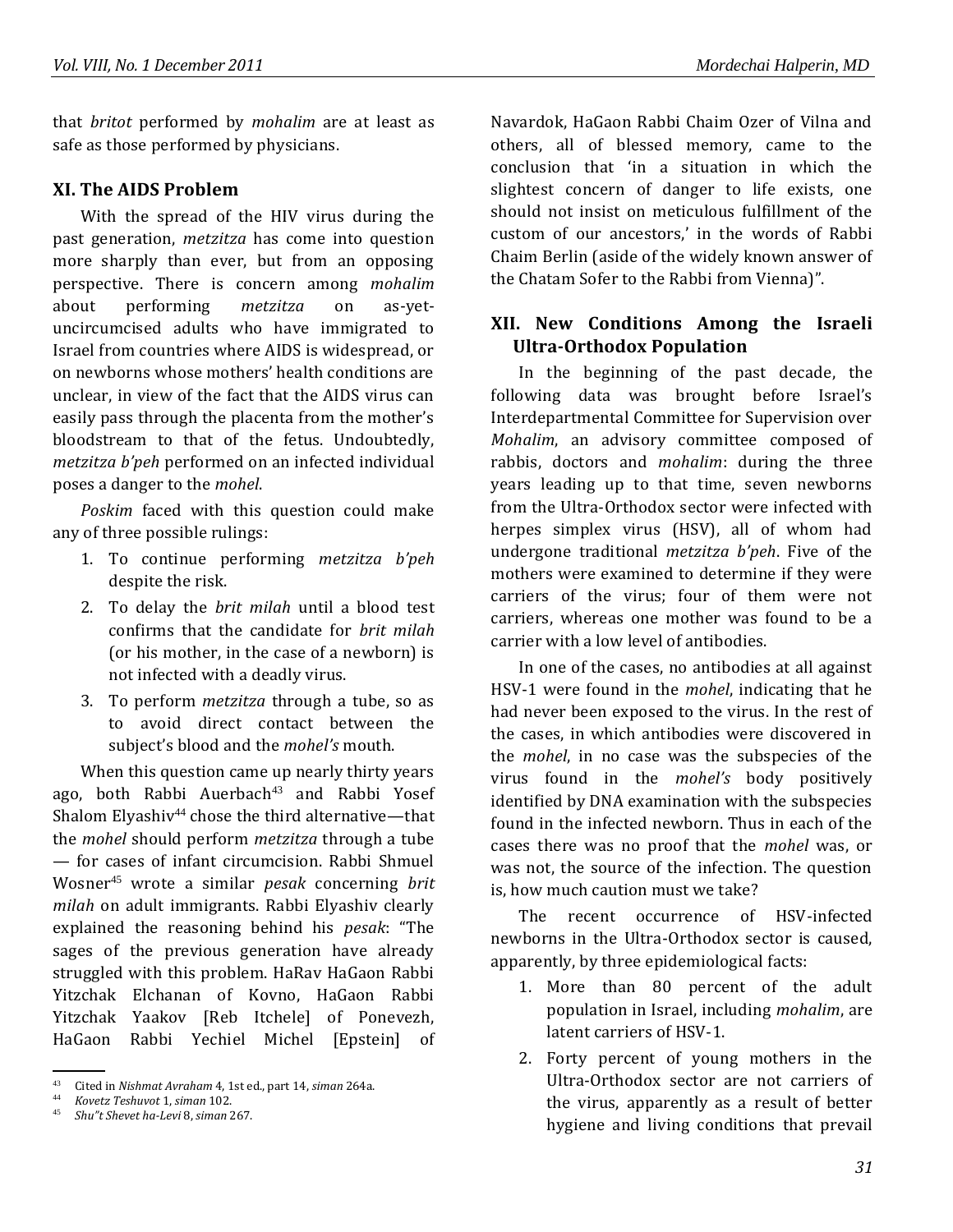that *britot* performed by *mohalim* are at least as safe as those performed by physicians.

## XI. The AIDS Problem

With the spread of the HIV virus during the past generation, *metzitza* has come into question more sharply than ever, but from an opposing perspective. There is concern among *mohalim* about performing *metzitza* on as-yet-uncircumcised adults who have immigrated to Israel from countries where AIDS is widespread, or on newborns whose mothers' health conditions are unclear, in view of the fact that the AIDS virus can easily pass through the placenta from the mother's bloodstream to that of the fetus. Undoubtedly, *metzitza b'peh* performed on an infected individual poses a danger to the *mohel*.

*Poskim* faced with this question could make any of three possible rulings:

1. To continue performing *metzitza b'peh* despite the risk.
2. To delay the *brit milah* until a blood test confirms that the candidate for *brit milah* (or his mother, in the case of a newborn) is not infected with a deadly virus.
3. To perform *metzitza* through a tube, so as to avoid direct contact between the subject's blood and the *mohel's* mouth.

When this question came up nearly thirty years ago, both Rabbi Auerbach[43] and Rabbi Yosef Shalom Elyashiv[44] chose the third alternative—that the *mohel* should perform *metzitza* through a tube — for cases of infant circumcision. Rabbi Shmuel Wosner[45] wrote a similar *pesak* concerning *brit milah* on adult immigrants. Rabbi Elyashiv clearly explained the reasoning behind his *pesak*: "The sages of the previous generation have already struggled with this problem. HaRav HaGaon Rabbi Yitzchak Elchanan of Kovno, HaGaon Rabbi Yitzchak Yaakov [Reb Itchele] of Ponevezh, HaGaon Rabbi Yechiel Michel [Epstein] of Navardok, HaGaon Rabbi Chaim Ozer of Vilna and others, all of blessed memory, came to the conclusion that 'in a situation in which the slightest concern of danger to life exists, one should not insist on meticulous fulfillment of the custom of our ancestors,' in the words of Rabbi Chaim Berlin (aside of the widely known answer of the Chatam Sofer to the Rabbi from Vienna)".

## XII. New Conditions Among the Israeli Ultra-Orthodox Population

In the beginning of the past decade, the following data was brought before Israel's Interdepartmental Committee for Supervision over *Mohalim*, an advisory committee composed of rabbis, doctors and *mohalim*: during the three years leading up to that time, seven newborns from the Ultra-Orthodox sector were infected with herpes simplex virus (HSV), all of whom had undergone traditional *metzitza b'peh*. Five of the mothers were examined to determine if they were carriers of the virus; four of them were not carriers, whereas one mother was found to be a carrier with a low level of antibodies.

In one of the cases, no antibodies at all against HSV-1 were found in the *mohel*, indicating that he had never been exposed to the virus. In the rest of the cases, in which antibodies were discovered in the *mohel*, in no case was the subspecies of the virus found in the *mohel's* body positively identified by DNA examination with the subspecies found in the infected newborn. Thus in each of the cases there was no proof that the *mohel* was, or was not, the source of the infection. The question is, how much caution must we take?

The recent occurrence of HSV-infected newborns in the Ultra-Orthodox sector is caused, apparently, by three epidemiological facts:

1. More than 80 percent of the adult population in Israel, including *mohalim*, are latent carriers of HSV-1.
2. Forty percent of young mothers in the Ultra-Orthodox sector are not carriers of the virus, apparently as a result of better hygiene and living conditions that prevail

---

[43] Cited in *Nishmat Avraham* 4, 1st ed., part 14, *siman* 264a.

[44] *Kovetz Teshuvot* 1, *siman* 102.

[45] *Shu"t Shevet ha-Levi* 8, *siman* 267.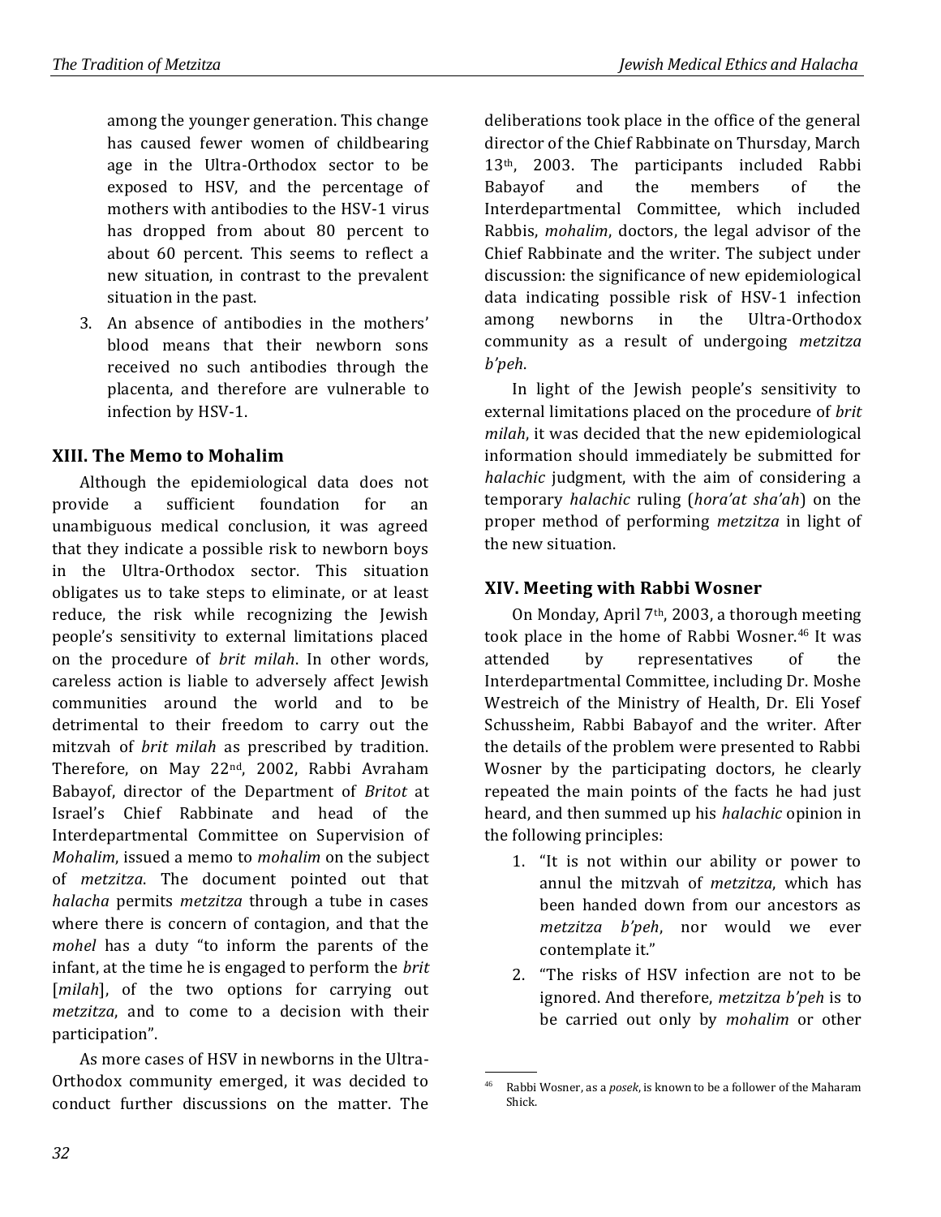among the younger generation. This change has caused fewer women of childbearing age in the Ultra-Orthodox sector to be exposed to HSV, and the percentage of mothers with antibodies to the HSV-1 virus has dropped from about 80 percent to about 60 percent. This seems to reflect a new situation, in contrast to the prevalent situation in the past.

3. An absence of antibodies in the mothers' blood means that their newborn sons received no such antibodies through the placenta, and therefore are vulnerable to infection by HSV-1.

## XIII. The Memo to Mohalim

Although the epidemiological data does not provide a sufficient foundation for an unambiguous medical conclusion, it was agreed that they indicate a possible risk to newborn boys in the Ultra-Orthodox sector. This situation obligates us to take steps to eliminate, or at least reduce, the risk while recognizing the Jewish people's sensitivity to external limitations placed on the procedure of *brit milah*. In other words, careless action is liable to adversely affect Jewish communities around the world and to be detrimental to their freedom to carry out the mitzvah of *brit milah* as prescribed by tradition. Therefore, on May 22nd, 2002, Rabbi Avraham Babayof, director of the Department of *Britot* at Israel's Chief Rabbinate and head of the Interdepartmental Committee on Supervision of *Mohalim*, issued a memo to *mohalim* on the subject of *metzitza*. The document pointed out that *halacha* permits *metzitza* through a tube in cases where there is concern of contagion, and that the *mohel* has a duty "to inform the parents of the infant, at the time he is engaged to perform the *brit* [*milah*], of the two options for carrying out *metzitza*, and to come to a decision with their participation".

As more cases of HSV in newborns in the Ultra-Orthodox community emerged, it was decided to conduct further discussions on the matter. The deliberations took place in the office of the general director of the Chief Rabbinate on Thursday, March 13th, 2003. The participants included Rabbi Babayof and the members of the Interdepartmental Committee, which included Rabbis, *mohalim*, doctors, the legal advisor of the Chief Rabbinate and the writer. The subject under discussion: the significance of new epidemiological data indicating possible risk of HSV-1 infection among newborns in the Ultra-Orthodox community as a result of undergoing *metzitza b'peh*.

In light of the Jewish people's sensitivity to external limitations placed on the procedure of *brit milah*, it was decided that the new epidemiological information should immediately be submitted for *halachic* judgment, with the aim of considering a temporary *halachic* ruling (*hora'at sha'ah*) on the proper method of performing *metzitza* in light of the new situation.

## XIV. Meeting with Rabbi Wosner

On Monday, April 7th, 2003, a thorough meeting took place in the home of Rabbi Wosner.[46] It was attended by representatives of the Interdepartmental Committee, including Dr. Moshe Westreich of the Ministry of Health, Dr. Eli Yosef Schussheim, Rabbi Babayof and the writer. After the details of the problem were presented to Rabbi Wosner by the participating doctors, he clearly repeated the main points of the facts he had just heard, and then summed up his *halachic* opinion in the following principles:

1. "It is not within our ability or power to annul the mitzvah of *metzitza*, which has been handed down from our ancestors as *metzitza b'peh*, nor would we ever contemplate it."
2. "The risks of HSV infection are not to be ignored. And therefore, *metzitza b'peh* is to be carried out only by *mohalim* or other

---

[46] Rabbi Wosner, as a *posek*, is known to be a follower of the Maharam Shick.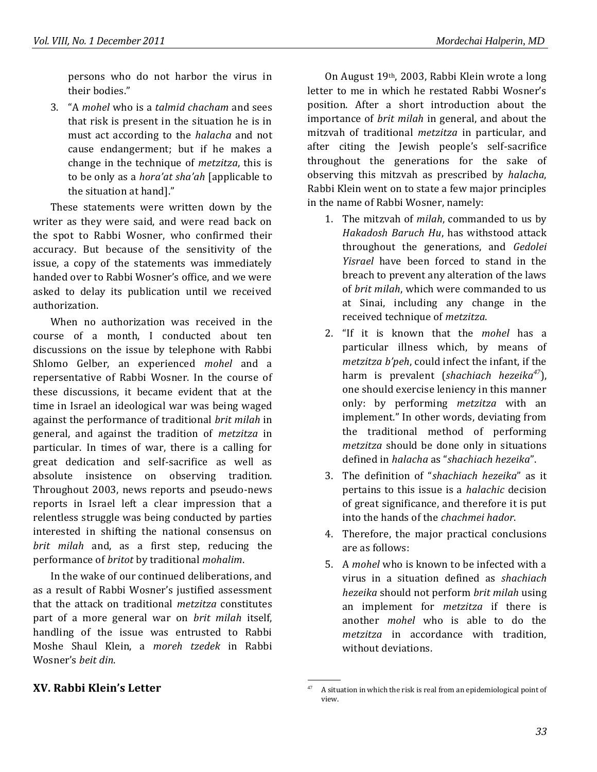persons who do not harbor the virus in their bodies."

3. "A *mohel* who is a *talmid chacham* and sees that risk is present in the situation he is in must act according to the *halacha* and not cause endangerment; but if he makes a change in the technique of *metzitza*, this is to be only as a *hora'at sha'ah* [applicable to the situation at hand]."

These statements were written down by the writer as they were said, and were read back on the spot to Rabbi Wosner, who confirmed their accuracy. But because of the sensitivity of the issue, a copy of the statements was immediately handed over to Rabbi Wosner's office, and we were asked to delay its publication until we received authorization.

When no authorization was received in the course of a month, I conducted about ten discussions on the issue by telephone with Rabbi Shlomo Gelber, an experienced *mohel* and a repersentative of Rabbi Wosner. In the course of these discussions, it became evident that at the time in Israel an ideological war was being waged against the performance of traditional *brit milah* in general, and against the tradition of *metzitza* in particular. In times of war, there is a calling for great dedication and self-sacrifice as well as absolute insistence on observing tradition. Throughout 2003, news reports and pseudo-news reports in Israel left a clear impression that a relentless struggle was being conducted by parties interested in shifting the national consensus on *brit milah* and, as a first step, reducing the performance of *britot* by traditional *mohalim*.

In the wake of our continued deliberations, and as a result of Rabbi Wosner's justified assessment that the attack on traditional *metzitza* constitutes part of a more general war on *brit milah* itself, handling of the issue was entrusted to Rabbi Moshe Shaul Klein, a *moreh tzedek* in Rabbi Wosner's *beit din*.

## XV. Rabbi Klein's Letter

On August 19th, 2003, Rabbi Klein wrote a long letter to me in which he restated Rabbi Wosner's position. After a short introduction about the importance of *brit milah* in general, and about the mitzvah of traditional *metzitza* in particular, and after citing the Jewish people's self-sacrifice throughout the generations for the sake of observing this mitzvah as prescribed by *halacha*, Rabbi Klein went on to state a few major principles in the name of Rabbi Wosner, namely:

1. The mitzvah of *milah*, commanded to us by *Hakadosh Baruch Hu*, has withstood attack throughout the generations, and *Gedolei Yisrael* have been forced to stand in the breach to prevent any alteration of the laws of *brit milah*, which were commanded to us at Sinai, including any change in the received technique of *metzitza*.
2. "If it is known that the *mohel* has a particular illness which, by means of *metzitza b'peh*, could infect the infant, if the harm is prevalent (*shachiach hezeika*[47]), one should exercise leniency in this manner only: by performing *metzitza* with an implement." In other words, deviating from the traditional method of performing *metzitza* should be done only in situations defined in *halacha* as "*shachiach hezeika*".
3. The definition of "*shachiach hezeika*" as it pertains to this issue is a *halachic* decision of great significance, and therefore it is put into the hands of the *chachmei hador*.
4. Therefore, the major practical conclusions are as follows:
5. A *mohel* who is known to be infected with a virus in a situation defined as *shachiach hezeika* should not perform *brit milah* using an implement for *metzitza* if there is another *mohel* who is able to do the *metzitza* in accordance with tradition, without deviations.

[47] A situation in which the risk is real from an epidemiological point of view.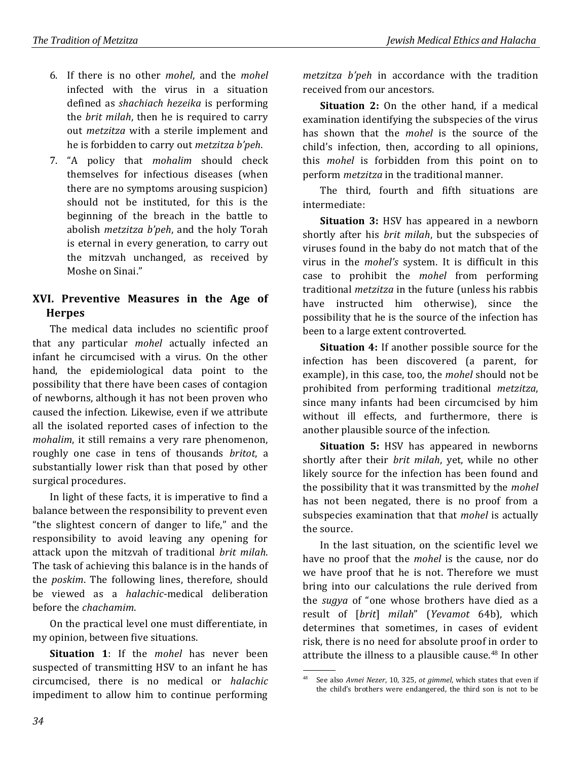6. If there is no other *mohel*, and the *mohel* infected with the virus in a situation defined as *shachiach hezeika* is performing the *brit milah*, then he is required to carry out *metzitza* with a sterile implement and he is forbidden to carry out *metzitza b'peh*.
7. "A policy that *mohalim* should check themselves for infectious diseases (when there are no symptoms arousing suspicion) should not be instituted, for this is the beginning of the breach in the battle to abolish *metzitza b'peh*, and the holy Torah is eternal in every generation, to carry out the mitzvah unchanged, as received by Moshe on Sinai."

## XVI. Preventive Measures in the Age of Herpes

The medical data includes no scientific proof that any particular *mohel* actually infected an infant he circumcised with a virus. On the other hand, the epidemiological data point to the possibility that there have been cases of contagion of newborns, although it has not been proven who caused the infection. Likewise, even if we attribute all the isolated reported cases of infection to the *mohalim*, it still remains a very rare phenomenon, roughly one case in tens of thousands *britot*, a substantially lower risk than that posed by other surgical procedures.

In light of these facts, it is imperative to find a balance between the responsibility to prevent even "the slightest concern of danger to life," and the responsibility to avoid leaving any opening for attack upon the mitzvah of traditional *brit milah*. The task of achieving this balance is in the hands of the *poskim*. The following lines, therefore, should be viewed as a *halachic*-medical deliberation before the *chachamim*.

On the practical level one must differentiate, in my opinion, between five situations.

**Situation 1**: If the *mohel* has never been suspected of transmitting HSV to an infant he has circumcised, there is no medical or *halachic* impediment to allow him to continue performing *metzitza b'peh* in accordance with the tradition received from our ancestors.

**Situation 2:** On the other hand, if a medical examination identifying the subspecies of the virus has shown that the *mohel* is the source of the child's infection, then, according to all opinions, this *mohel* is forbidden from this point on to perform *metzitza* in the traditional manner.

The third, fourth and fifth situations are intermediate:

**Situation 3:** HSV has appeared in a newborn shortly after his *brit milah*, but the subspecies of viruses found in the baby do not match that of the virus in the *mohel's* system. It is difficult in this case to prohibit the *mohel* from performing traditional *metzitza* in the future (unless his rabbis have instructed him otherwise), since the possibility that he is the source of the infection has been to a large extent controverted.

**Situation 4:** If another possible source for the infection has been discovered (a parent, for example), in this case, too, the *mohel* should not be prohibited from performing traditional *metzitza*, since many infants had been circumcised by him without ill effects, and furthermore, there is another plausible source of the infection.

**Situation 5:** HSV has appeared in newborns shortly after their *brit milah*, yet, while no other likely source for the infection has been found and the possibility that it was transmitted by the *mohel* has not been negated, there is no proof from a subspecies examination that that *mohel* is actually the source.

In the last situation, on the scientific level we have no proof that the *mohel* is the cause, nor do we have proof that he is not. Therefore we must bring into our calculations the rule derived from the *sugya* of "one whose brothers have died as a result of [*brit*] *milah*" (*Yevamot* 64b), which determines that sometimes, in cases of evident risk, there is no need for absolute proof in order to attribute the illness to a plausible cause.[48] In other

[48] See also *Avnei Nezer*, 10, 325, *ot gimmel*, which states that even if the child's brothers were endangered, the third son is not to be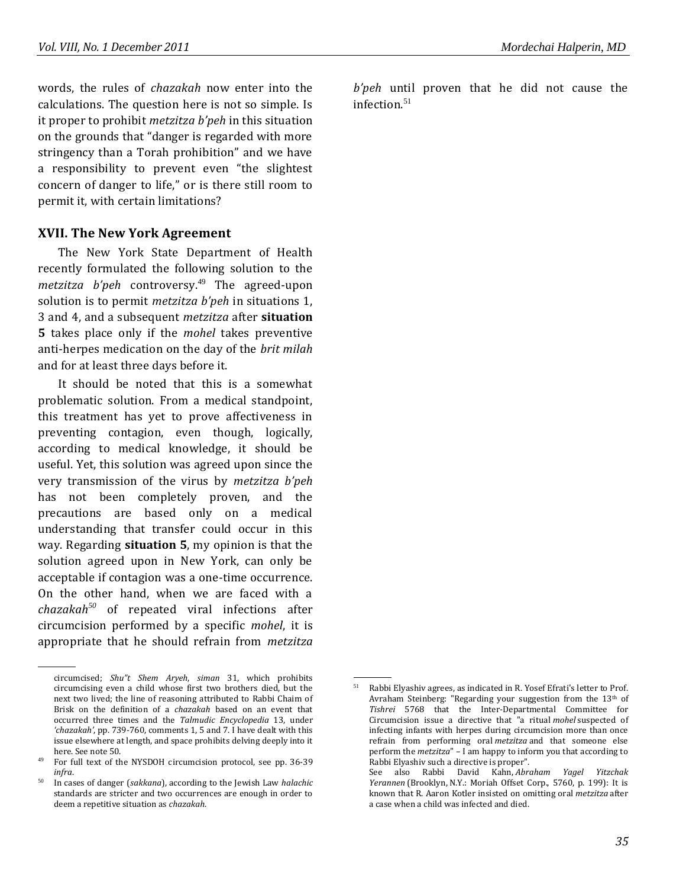words, the rules of *chazakah* now enter into the calculations. The question here is not so simple. Is it proper to prohibit *metzitza b'peh* in this situation on the grounds that "danger is regarded with more stringency than a Torah prohibition" and we have a responsibility to prevent even "the slightest concern of danger to life," or is there still room to permit it, with certain limitations?

## XVII. The New York Agreement

The New York State Department of Health recently formulated the following solution to the *metzitza b'peh* controversy.[49] The agreed-upon solution is to permit *metzitza b'peh* in situations 1, 3 and 4, and a subsequent *metzitza* after **situation 5** takes place only if the *mohel* takes preventive anti-herpes medication on the day of the *brit milah* and for at least three days before it.

It should be noted that this is a somewhat problematic solution. From a medical standpoint, this treatment has yet to prove affectiveness in preventing contagion, even though, logically, according to medical knowledge, it should be useful. Yet, this solution was agreed upon since the very transmission of the virus by *metzitza b'peh* has not been completely proven, and the precautions are based only on a medical understanding that transfer could occur in this way. Regarding **situation 5**, my opinion is that the solution agreed upon in New York, can only be acceptable if contagion was a one-time occurrence. On the other hand, when we are faced with a *chazakah*[50] of repeated viral infections after circumcision performed by a specific *mohel*, it is appropriate that he should refrain from *metzitza b'peh* until proven that he did not cause the infection.[51]

---

circumcised; *Shu"t Shem Aryeh*, *siman* 31, which prohibits circumcising even a child whose first two brothers died, but the next two lived; the line of reasoning attributed to Rabbi Chaim of Brisk on the definition of a *chazakah* based on an event that occurred three times and the *Talmudic Encyclopedia* 13, under *'chazakah'*, pp. 739-760, comments 1, 5 and 7. I have dealt with this issue elsewhere at length, and space prohibits delving deeply into it here. See note 50.

[49] For full text of the NYSDOH circumcision protocol, see pp. 36-39 *infra*.

[50] In cases of danger (*sakkana*), according to the Jewish Law *halachic* standards are stricter and two occurrences are enough in order to deem a repetitive situation as *chazakah*.

[51] Rabbi Elyashiv agrees, as indicated in R. Yosef Efrati's letter to Prof. Avraham Steinberg: "Regarding your suggestion from the 13th of *Tishrei* 5768 that the Inter-Departmental Committee for Circumcision issue a directive that "a ritual *mohel* suspected of infecting infants with herpes during circumcision more than once refrain from performing oral *metzitza* and that someone else perform the *metzitza*" – I am happy to inform you that according to Rabbi Elyashiv such a directive is proper".
See also Rabbi David Kahn, *Abraham Yagel Yitzchak Yerannen* (Brooklyn, N.Y.: Moriah Offset Corp., 5760, p. 199): It is known that R. Aaron Kotler insisted on omitting oral *metzitza* after a case when a child was infected and died.